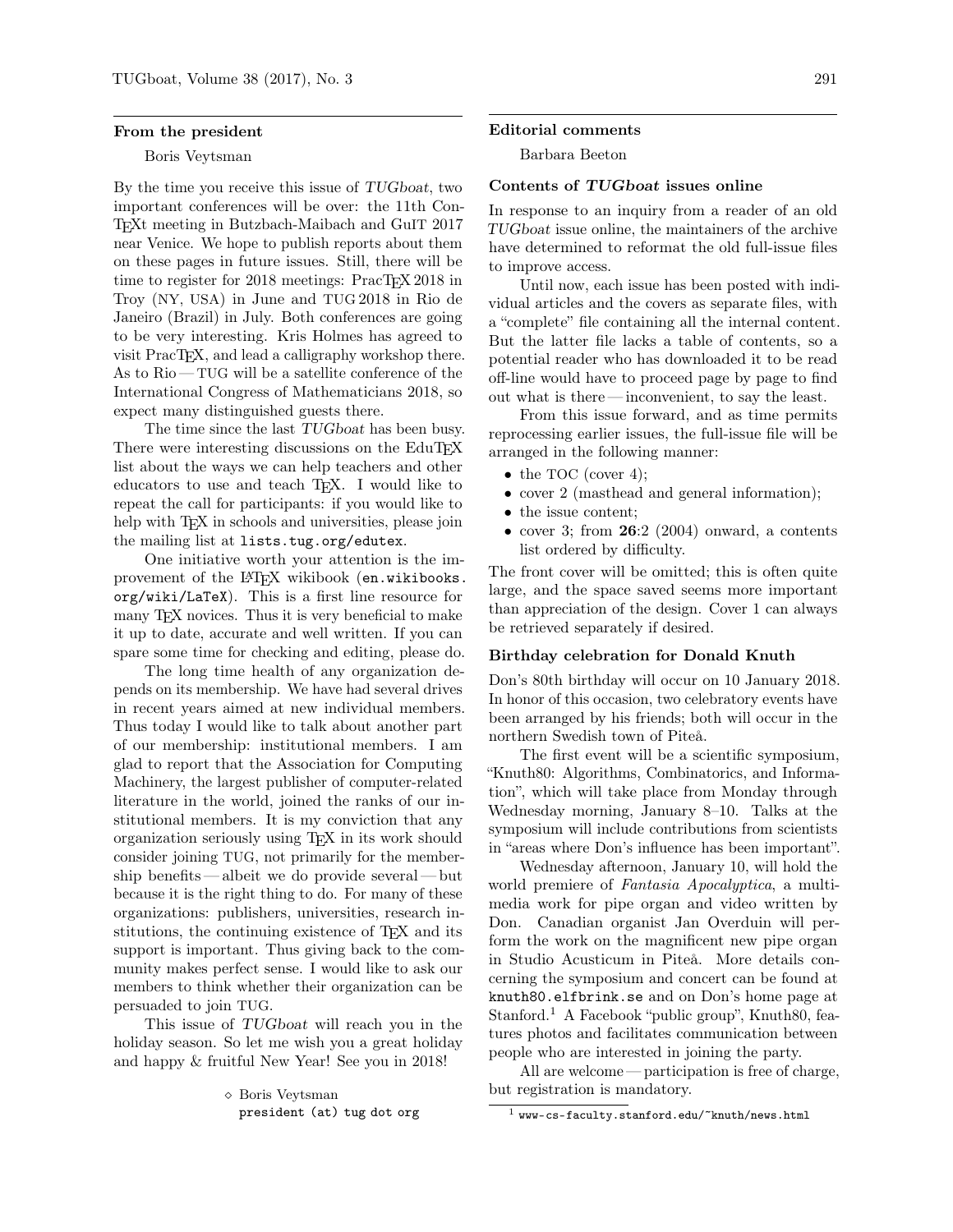## From the president

Boris Veytsman

By the time you receive this issue of *TUGboat*, two important conferences will be over: the 11th ConTEXt meeting in Butzbach-Maibach and GuIT 2017 near Venice. We hope to publish reports about them on these pages in future issues. Still, there will be time to register for 2018 meetings: PracTEX 2018 in Troy (NY, USA) in June and TUG 2018 in Rio de Janeiro (Brazil) in July. Both conferences are going to be very interesting. Kris Holmes has agreed to visit PracTEX, and lead a calligraphy workshop there. As to Rio — TUG will be a satellite conference of the International Congress of Mathematicians 2018, so expect many distinguished guests there.

The time since the last *TUGboat* has been busy. There were interesting discussions on the EduTEX list about the ways we can help teachers and other educators to use and teach TEX. I would like to repeat the call for participants: if you would like to help with TEX in schools and universities, please join the mailing list at `lists.tug.org/edutex`.

One initiative worth your attention is the improvement of the LATEX wikibook (`en.wikibooks.org/wiki/LaTeX`). This is a first line resource for many TEX novices. Thus it is very beneficial to make it up to date, accurate and well written. If you can spare some time for checking and editing, please do.

The long time health of any organization depends on its membership. We have had several drives in recent years aimed at new individual members. Thus today I would like to talk about another part of our membership: institutional members. I am glad to report that the Association for Computing Machinery, the largest publisher of computer-related literature in the world, joined the ranks of our institutional members. It is my conviction that any organization seriously using TEX in its work should consider joining TUG, not primarily for the membership benefits — albeit we do provide several — but because it is the right thing to do. For many of these organizations: publishers, universities, research institutions, the continuing existence of TEX and its support is important. Thus giving back to the community makes perfect sense. I would like to ask our members to think whether their organization can be persuaded to join TUG.

This issue of *TUGboat* will reach you in the holiday season. So let me wish you a great holiday and happy & fruitful New Year! See you in 2018!

◇ Boris Veytsman
`president (at) tug dot org`

## Editorial comments

Barbara Beeton

### Contents of *TUGboat* issues online

In response to an inquiry from a reader of an old *TUGboat* issue online, the maintainers of the archive have determined to reformat the old full-issue files to improve access.

Until now, each issue has been posted with individual articles and the covers as separate files, with a "complete" file containing all the internal content. But the latter file lacks a table of contents, so a potential reader who has downloaded it to be read off-line would have to proceed page by page to find out what is there — inconvenient, to say the least.

From this issue forward, and as time permits reprocessing earlier issues, the full-issue file will be arranged in the following manner:

- the TOC (cover 4);
- cover 2 (masthead and general information);
- the issue content;
- cover 3; from **26**:2 (2004) onward, a contents list ordered by difficulty.

The front cover will be omitted; this is often quite large, and the space saved seems more important than appreciation of the design. Cover 1 can always be retrieved separately if desired.

### Birthday celebration for Donald Knuth

Don's 80th birthday will occur on 10 January 2018. In honor of this occasion, two celebratory events have been arranged by his friends; both will occur in the northern Swedish town of Piteå.

The first event will be a scientific symposium, "Knuth80: Algorithms, Combinatorics, and Information", which will take place from Monday through Wednesday morning, January 8–10. Talks at the symposium will include contributions from scientists in "areas where Don's influence has been important".

Wednesday afternoon, January 10, will hold the world premiere of *Fantasia Apocalyptica*, a multimedia work for pipe organ and video written by Don. Canadian organist Jan Overduin will perform the work on the magnificent new pipe organ in Studio Acusticum in Piteå. More details concerning the symposium and concert can be found at `knuth80.elfbrink.se` and on Don's home page at Stanford.[1] A Facebook "public group", Knuth80, features photos and facilitates communication between people who are interested in joining the party.

All are welcome — participation is free of charge, but registration is mandatory.

[1] `www-cs-faculty.stanford.edu/~knuth/news.html`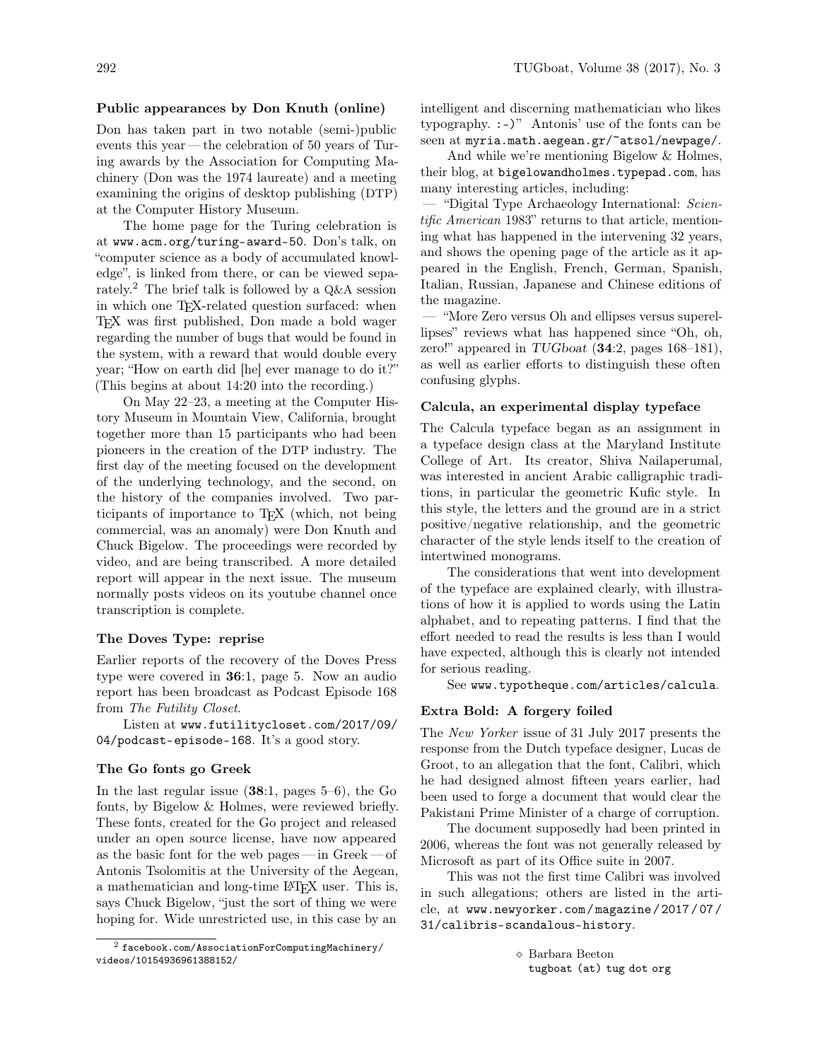### Public appearances by Don Knuth (online)

Don has taken part in two notable (semi-)public events this year — the celebration of 50 years of Turing awards by the Association for Computing Machinery (Don was the 1974 laureate) and a meeting examining the origins of desktop publishing (DTP) at the Computer History Museum.

The home page for the Turing celebration is at www.acm.org/turing-award-50. Don's talk, on "computer science as a body of accumulated knowledge", is linked from there, or can be viewed separately.[2] The brief talk is followed by a Q&A session in which one TeX-related question surfaced: when TeX was first published, Don made a bold wager regarding the number of bugs that would be found in the system, with a reward that would double every year; "How on earth did [he] ever manage to do it?" (This begins at about 14:20 into the recording.)

On May 22–23, a meeting at the Computer History Museum in Mountain View, California, brought together more than 15 participants who had been pioneers in the creation of the DTP industry. The first day of the meeting focused on the development of the underlying technology, and the second, on the history of the companies involved. Two participants of importance to TeX (which, not being commercial, was an anomaly) were Don Knuth and Chuck Bigelow. The proceedings were recorded by video, and are being transcribed. A more detailed report will appear in the next issue. The museum normally posts videos on its youtube channel once transcription is complete.

### The Doves Type: reprise

Earlier reports of the recovery of the Doves Press type were covered in **36**:1, page 5. Now an audio report has been broadcast as Podcast Episode 168 from *The Futility Closet*.

Listen at www.futilitycloset.com/2017/09/04/podcast-episode-168. It's a good story.

### The Go fonts go Greek

In the last regular issue (**38**:1, pages 5–6), the Go fonts, by Bigelow & Holmes, were reviewed briefly. These fonts, created for the Go project and released under an open source license, have now appeared as the basic font for the web pages — in Greek — of Antonis Tsolomitis at the University of the Aegean, a mathematician and long-time LaTeX user. This is, says Chuck Bigelow, "just the sort of thing we were hoping for. Wide unrestricted use, in this case by an intelligent and discerning mathematician who likes typography. :-)" Antonis' use of the fonts can be seen at myria.math.aegean.gr/~atsol/newpage/.

And while we're mentioning Bigelow & Holmes, their blog, at bigelowandholmes.typepad.com, has many interesting articles, including:

— "Digital Type Archaeology International: *Scientific American* 1983" returns to that article, mentioning what has happened in the intervening 32 years, and shows the opening page of the article as it appeared in the English, French, German, Spanish, Italian, Russian, Japanese and Chinese editions of the magazine.

— "More Zero versus Oh and ellipses versus superellipses" reviews what has happened since "Oh, oh, zero!" appeared in *TUGboat* (**34**:2, pages 168–181), as well as earlier efforts to distinguish these often confusing glyphs.

### Calcula, an experimental display typeface

The Calcula typeface began as an assignment in a typeface design class at the Maryland Institute College of Art. Its creator, Shiva Nailaperumal, was interested in ancient Arabic calligraphic traditions, in particular the geometric Kufic style. In this style, the letters and the ground are in a strict positive/negative relationship, and the geometric character of the style lends itself to the creation of intertwined monograms.

The considerations that went into development of the typeface are explained clearly, with illustrations of how it is applied to words using the Latin alphabet, and to repeating patterns. I find that the effort needed to read the results is less than I would have expected, although this is clearly not intended for serious reading.

See www.typotheque.com/articles/calcula.

### Extra Bold: A forgery foiled

The *New Yorker* issue of 31 July 2017 presents the response from the Dutch typeface designer, Lucas de Groot, to an allegation that the font, Calibri, which he had designed almost fifteen years earlier, had been used to forge a document that would clear the Pakistani Prime Minister of a charge of corruption.

The document supposedly had been printed in 2006, whereas the font was not generally released by Microsoft as part of its Office suite in 2007.

This was not the first time Calibri was involved in such allegations; others are listed in the article, at www.newyorker.com/magazine/2017/07/31/calibris-scandalous-history.

◇ Barbara Beeton
tugboat (at) tug dot org

[2] facebook.com/AssociationForComputingMachinery/videos/10154936961388152/